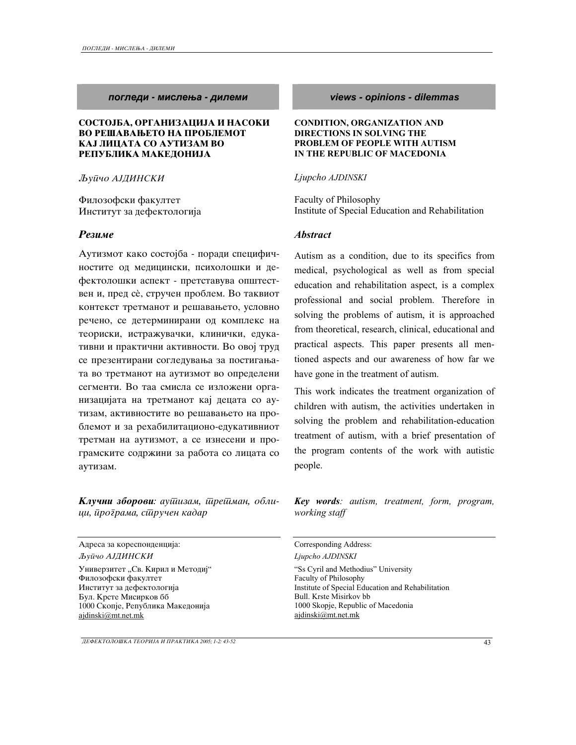**погледи - мислења - дилеми**

# СОСТОЈБА, ОРГАНИЗАЦИЈА И НАСОКИ ВО РЕШАВАЊЕТО НА ПРОБЛЕМОТ КАЈ ЛИЦАТА СО АУТИЗАМ ВО РЕПУБЛИКА МАКЕДОНИЈА

*Љупчо АЈДИНСКИ*

Филозофски факултет
Институт за дефектологија

## *Резиме*

Аутизмот како состојба - поради специфичностите од медицински, психолошки и дефектолошки аспект - претставува општествен и, пред сè, стручен проблем. Во таквиот контекст третманот и решавањето, условно речено, се детерминирани од комплекс на теориски, истражувачки, клинички, едукативни и практични активности. Во овој труд се презентирани согледувања за постигањата во третманот на аутизмот во определени сегменти. Во таа смисла се изложени организацијата на третманот кај децата со аутизам, активностите во решавањето на проблемот и за рехабилитационо-едукативниот третман на аутизмот, а се изнесени и програмските содржини за работа со лицата со аутизам.

***Клучни зборови**: аутизам, третман, облици, програма, стручен кадар*

Адреса за кореспонденција:
*Љупчо АЈДИНСКИ*
Универзитет „Св. Кирил и Методиј“
Филозофски факултет
Институт за дефектологија
Бул. Крсте Мисирков бб
1000 Скопје, Република Македонија
ajdinski@mt.net.mk

**views - opinions - dilemmas**

# CONDITION, ORGANIZATION AND DIRECTIONS IN SOLVING THE PROBLEM OF PEOPLE WITH AUTISM IN THE REPUBLIC OF MACEDONIA

*Ljupcho AJDINSKI*

Faculty of Philosophy
Institute of Special Education and Rehabilitation

## *Abstract*

Autism as a condition, due to its specifics from medical, psychological as well as from special education and rehabilitation aspect, is a complex professional and social problem. Therefore in solving the problems of autism, it is approached from theoretical, research, clinical, educational and practical aspects. This paper presents all mentioned aspects and our awareness of how far we have gone in the treatment of autism.

This work indicates the treatment organization of children with autism, the activities undertaken in solving the problem and rehabilitation-education treatment of autism, with a brief presentation of the program contents of the work with autistic people.

***Key words**: autism, treatment, form, program, working staff*

Corresponding Address:
*Ljupcho AJDINSKI*
“Ss Cyril and Methodius” University
Faculty of Philosophy
Institute of Special Education and Rehabilitation
Bull. Krste Misirkov bb
1000 Skopje, Republic of Macedonia
ajdinski@mt.net.mk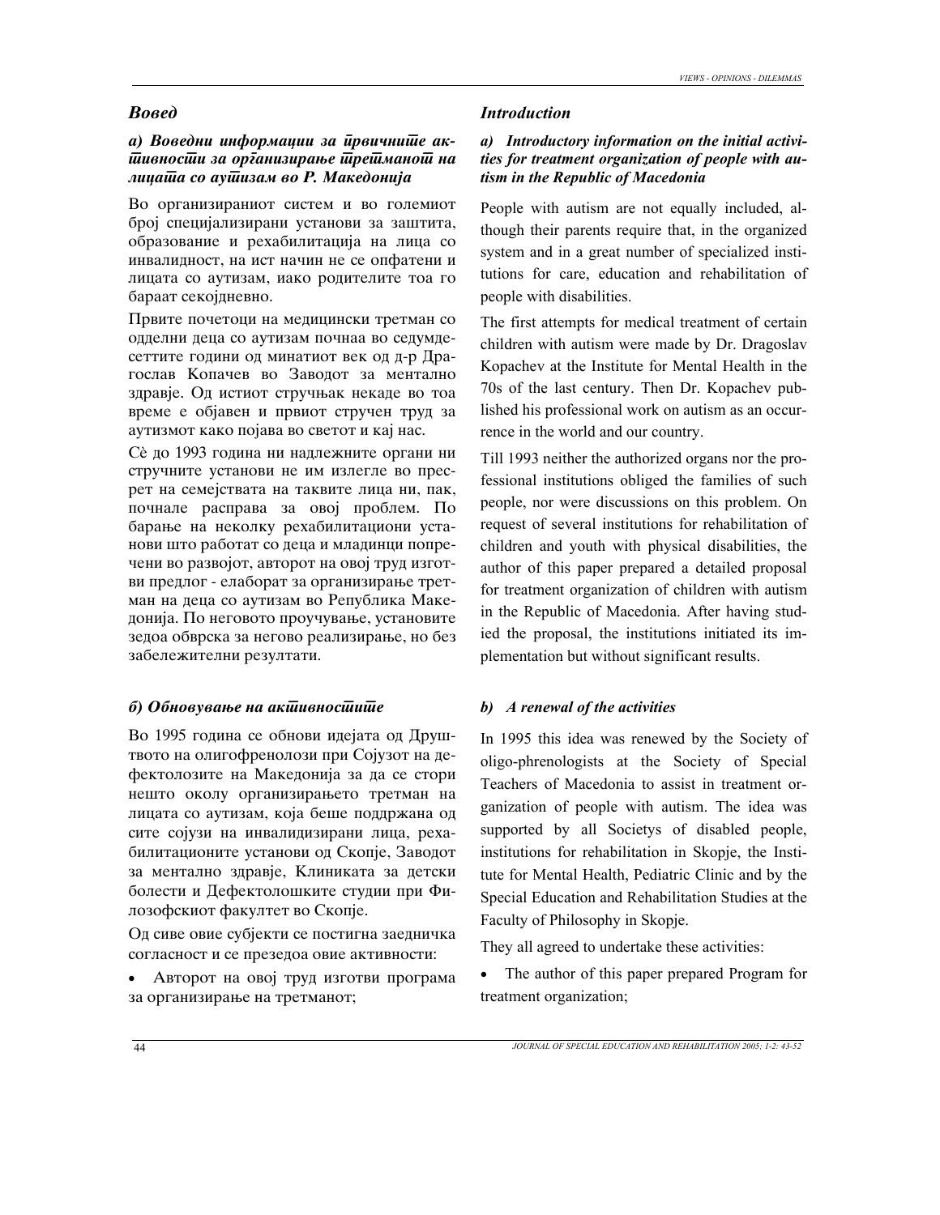## *Вовед*

### *а) Воведни информации за првичните активности за организирање третманот на лицата со аутизам во Р. Македонија*

Во организираниот систем и во големиот број специјализирани установи за заштита, образование и рехабилитација на лица со инвалидност, на ист начин не се опфатени и лицата со аутизам, иако родителите тоа го бараат секојдневно.

Првите почетоци на медицински третман со одделни деца со аутизам почнаа во седумдесеттите години од минатиот век од д-р Драгослав Копачев во Заводот за ментално здравје. Од истиот стручњак некаде во тоа време е објавен и првиот стручен труд за аутизмот како појава во светот и кај нас.

Сè до 1993 година ни надлежните органи ни стручните установи не им излегле во пресрет на семејствата на таквите лица ни, пак, почнале расправа за овој проблем. По барање на неколку рехабилитациони установи што работат со деца и младинци попречени во развојот, авторот на овој труд изготви предлог - елаборат за организирање третман на деца со аутизам во Република Македонија. По неговото проучување, установите зедоа обврска за негово реализирање, но без забележителни резултати.

### *б) Обновување на активностите*

Во 1995 година се обнови идејата од Друштвото на олигофренолози при Сојузот на дефектолозите на Македонија за да се стори нешто околу организирањето третман на лицата со аутизам, која беше поддржана од сите сојузи на инвалидизирани лица, рехабилитационите установи од Скопје, Заводот за ментално здравје, Клиниката за детски болести и Дефектолошките студии при Филозофскиот факултет во Скопје.

Од сиве овие субјекти се постигна заедничка согласност и се презедоа овие активности:

- Авторот на овој труд изготви програма за организирање на третманот;

## *Introduction*

### *a) Introductory information on the initial activities for treatment organization of people with autism in the Republic of Macedonia*

People with autism are not equally included, although their parents require that, in the organized system and in a great number of specialized institutions for care, education and rehabilitation of people with disabilities.

The first attempts for medical treatment of certain children with autism were made by Dr. Dragoslav Kopachev at the Institute for Mental Health in the 70s of the last century. Then Dr. Kopachev published his professional work on autism as an occurrence in the world and our country.

Till 1993 neither the authorized organs nor the professional institutions obliged the families of such people, nor were discussions on this problem. On request of several institutions for rehabilitation of children and youth with physical disabilities, the author of this paper prepared a detailed proposal for treatment organization of children with autism in the Republic of Macedonia. After having studied the proposal, the institutions initiated its implementation but without significant results.

### *b) A renewal of the activities*

In 1995 this idea was renewed by the Society of oligo-phrenologists at the Society of Special Teachers of Macedonia to assist in treatment organization of people with autism. The idea was supported by all Societys of disabled people, institutions for rehabilitation in Skopje, the Institute for Mental Health, Pediatric Clinic and by the Special Education and Rehabilitation Studies at the Faculty of Philosophy in Skopje.

They all agreed to undertake these activities:

- The author of this paper prepared Program for treatment organization;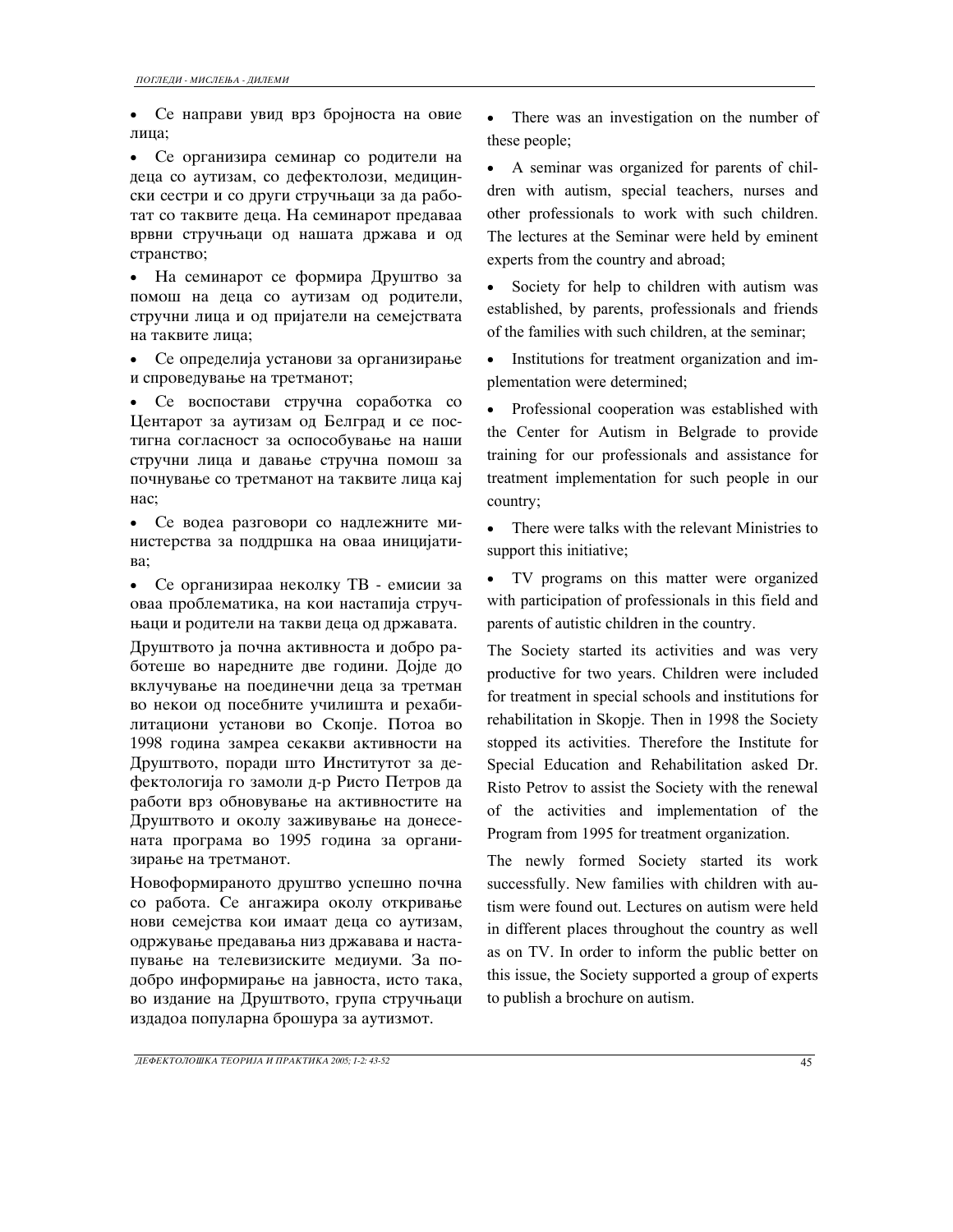- Се направи увид врз бројноста на овие лица;
- Се организира семинар со родители на деца со аутизам, со дефектолози, медицински сестри и со други стручњаци за да работат со таквите деца. На семинарот предаваа врвни стручњаци од нашата држава и од странство;
- На семинарот се формира Друштво за помош на деца со аутизам од родители, стручни лица и од пријатели на семејствата на таквите лица;
- Се определија установи за организирање и спроведување на третманот;
- Се воспостави стручна соработка со Центарот за аутизам од Белград и се постигна согласност за оспособување на наши стручни лица и давање стручна помош за почнување со третманот на таквите лица кај нас;
- Се водеа разговори со надлежните министерства за поддршка на оваа иницијатива;
- Се организираа неколку ТВ - емисии за оваа проблематика, на кои настапија стручњаци и родители на такви деца од државата.

Друштвото ја почна активноста и добро работеше во наредните две години. Дојде до вклучување на поединечни деца за третман во некои од посебните училишта и рехабилитациони установи во Скопје. Потоа во 1998 година замреа секакви активности на Друштвото, поради што Институтот за дефектологија го замоли д-р Ристо Петров да работи врз обновување на активностите на Друштвото и околу заживување на донесената програма во 1995 година за организирање на третманот.

Новоформираното друштво успешно почна со работа. Се ангажира околу откривање нови семејства кои имаат деца со аутизам, одржување предавања низ државава и настапување на телевизиските медиуми. За подобро информирање на јавноста, исто така, во издание на Друштвото, група стручњаци издадоа популарна брошура за аутизмот.

- There was an investigation on the number of these people;
- A seminar was organized for parents of children with autism, special teachers, nurses and other professionals to work with such children. The lectures at the Seminar were held by eminent experts from the country and abroad;
- Society for help to children with autism was established, by parents, professionals and friends of the families with such children, at the seminar;
- Institutions for treatment organization and implementation were determined;
- Professional cooperation was established with the Center for Autism in Belgrade to provide training for our professionals and assistance for treatment implementation for such people in our country;
- There were talks with the relevant Ministries to support this initiative;
- TV programs on this matter were organized with participation of professionals in this field and parents of autistic children in the country.

The Society started its activities and was very productive for two years. Children were included for treatment in special schools and institutions for rehabilitation in Skopje. Then in 1998 the Society stopped its activities. Therefore the Institute for Special Education and Rehabilitation asked Dr. Risto Petrov to assist the Society with the renewal of the activities and implementation of the Program from 1995 for treatment organization.

The newly formed Society started its work successfully. New families with children with autism were found out. Lectures on autism were held in different places throughout the country as well as on TV. In order to inform the public better on this issue, the Society supported a group of experts to publish a brochure on autism.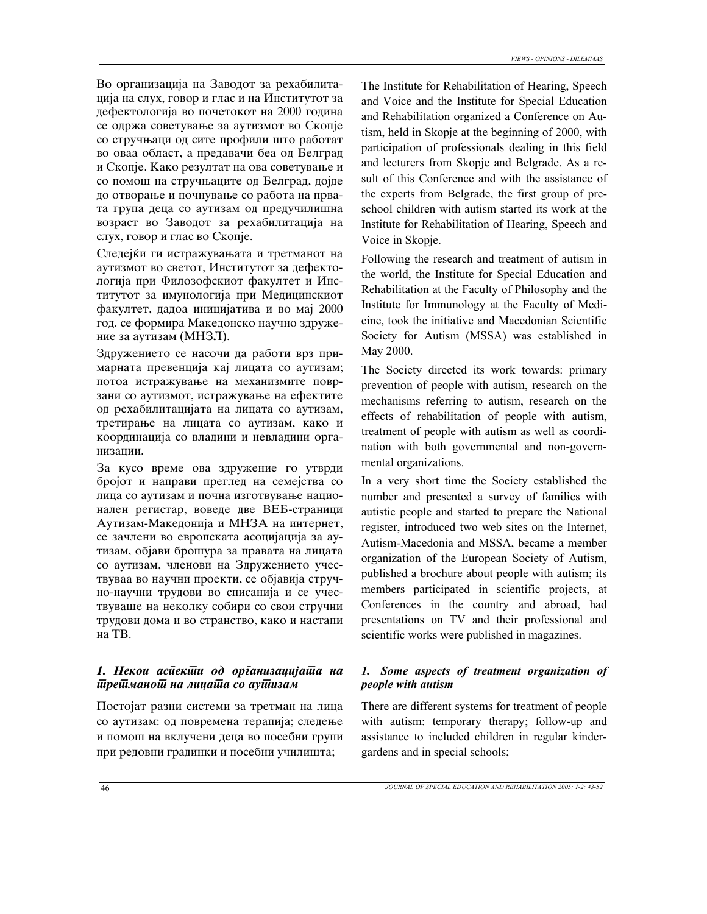Во организација на Заводот за рехабилитација на слух, говор и глас и на Институтот за дефектологија во почетокот на 2000 година се одржа советување за аутизмот во Скопје со стручњаци од сите профили што работат во оваа област, а предавачи беа од Белград и Скопје. Како резултат на ова советување и со помош на стручњаците од Белград, дојде до отворање и почнување со работа на првата група деца со аутизам од предучилишна возраст во Заводот за рехабилитација на слух, говор и глас во Скопје.

Следејќи ги истражувањата и третманот на аутизмот во светот, Институтот за дефектологија при Филозофскиот факултет и Институтот за имунологија при Медицинскиот факултет, дадоа иницијатива и во мај 2000 год. се формира Македонско научно здружение за аутизам (МНЗЛ).

Здружението се насочи да работи врз примарната превенција кај лицата со аутизам; потоа истражување на механизмите поврзани со аутизмот, истражување на ефектите од рехабилитацијата на лицата со аутизам, третирање на лицата со аутизам, како и координација со владини и невладини организации.

За кусо време ова здружение го утврди бројот и направи преглед на семејства со лица со аутизам и почна изготвување национален регистар, воведе две ВЕБ-страници Аутизам-Македонија и МНЗА на интернет, се зачлени во европската асоцијација за аутизам, објави брошура за правата на лицата со аутизам, членови на Здружението учествуваа во научни проекти, се објавија стручно-научни трудови во списанија и се учествуваше на неколку собири со свои стручни трудови дома и во странство, како и настапи на ТВ.

### *1. Некои аспекти од организацијата на третманот на лицата со аутизам*

Постојат разни системи за третман на лица со аутизам: од повремена терапија; следење и помош на вклучени деца во посебни групи при редовни градинки и посебни училишта;

The Institute for Rehabilitation of Hearing, Speech and Voice and the Institute for Special Education and Rehabilitation organized a Conference on Autism, held in Skopje at the beginning of 2000, with participation of professionals dealing in this field and lecturers from Skopje and Belgrade. As a result of this Conference and with the assistance of the experts from Belgrade, the first group of preschool children with autism started its work at the Institute for Rehabilitation of Hearing, Speech and Voice in Skopje.

Following the research and treatment of autism in the world, the Institute for Special Education and Rehabilitation at the Faculty of Philosophy and the Institute for Immunology at the Faculty of Medicine, took the initiative and Macedonian Scientific Society for Autism (MSSA) was established in May 2000.

The Society directed its work towards: primary prevention of people with autism, research on the mechanisms referring to autism, research on the effects of rehabilitation of people with autism, treatment of people with autism as well as coordination with both governmental and non-governmental organizations.

In a very short time the Society established the number and presented a survey of families with autistic people and started to prepare the National register, introduced two web sites on the Internet, Autism-Macedonia and MSSA, became a member organization of the European Society of Autism, published a brochure about people with autism; its members participated in scientific projects, at Conferences in the country and abroad, had presentations on TV and their professional and scientific works were published in magazines.

### *1. Some aspects of treatment organization of people with autism*

There are different systems for treatment of people with autism: temporary therapy; follow-up and assistance to included children in regular kindergardens and in special schools;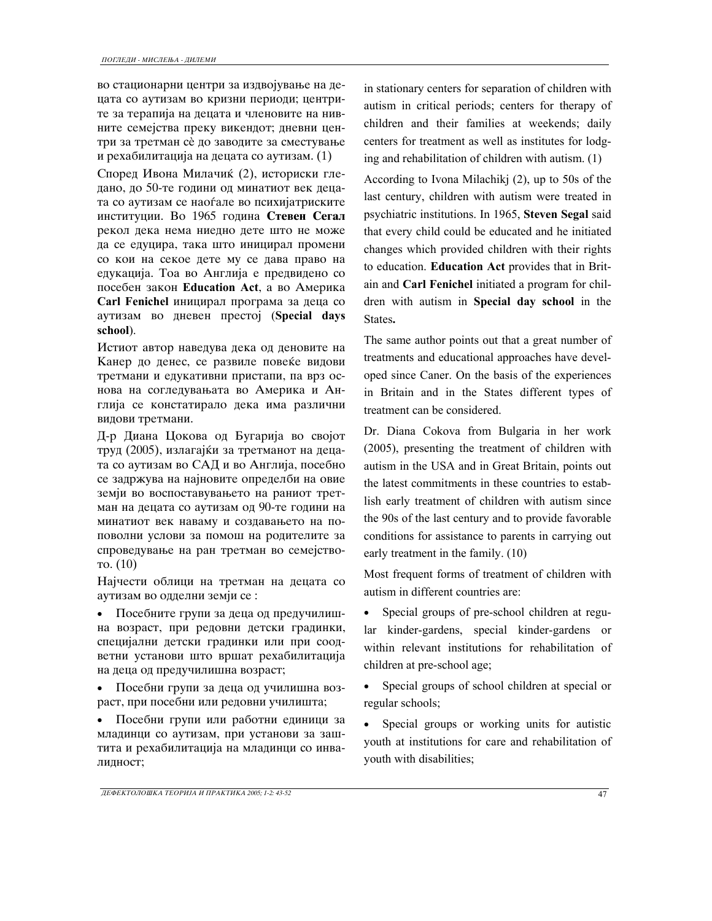во стационарни центри за издвојување на децата со аутизам во кризни периоди; центрите за терапија на децата и членовите на нивните семејства преку викендот; дневни центри за третман сè до заводите за сместување и рехабилитација на децата со аутизам. (1)

Според Ивона Милачиќ (2), историски гледано, до 50-те години од минатиот век децата со аутизам се наоѓале во психијатриските институции. Во 1965 година **Стевен Сегал** рекол дека нема ниедно дете што не може да се едуцира, така што иницирал промени со кои на секое дете му се дава право на едукација. Тоа во Англија е предвидено со посебен закон **Education Act**, а во Америка **Carl Fenichel** иницирал програма за деца со аутизам во дневен престој (**Special days school**).

Истиот автор наведува дека од деновите на Канер до денес, се развиле повеќе видови третмани и едукативни пристапи, па врз основа на согледувањата во Америка и Англија се констатирало дека има различни видови третмани.

Д-р Диана Цокова од Бугарија во својот труд (2005), излагајќи за третманот на децата со аутизам во САД и во Англија, посебно се задржува на најновите определби на овие земји во воспоставувањето на раниот третман на децата со аутизам од 90-те години на минатиот век наваму и создавањето на поповолни услови за помош на родителите за спроведување на ран третман во семејството. (10)

Најчести облици на третман на децата со аутизам во одделни земји се :

- Посебните групи за деца од предучилишна возраст, при редовни детски градинки, специјални детски градинки или при соодветни установи што вршат рехабилитација на деца од предучилишна возраст;
- Посебни групи за деца од училишна возраст, при посебни или редовни училишта;
- Посебни групи или работни единици за младинци со аутизам, при установи за заштита и рехабилитација на младинци со инвалидност;

in stationary centers for separation of children with autism in critical periods; centers for therapy of children and their families at weekends; daily centers for treatment as well as institutes for lodging and rehabilitation of children with autism. (1)

According to Ivona Milachikj (2), up to 50s of the last century, children with autism were treated in psychiatric institutions. In 1965, **Steven Segal** said that every child could be educated and he initiated changes which provided children with their rights to education. **Education Act** provides that in Britain and **Carl Fenichel** initiated a program for children with autism in **Special day school** in the States**.**

The same author points out that a great number of treatments and educational approaches have developed since Caner. On the basis of the experiences in Britain and in the States different types of treatment can be considered.

Dr. Diana Cokova from Bulgaria in her work (2005), presenting the treatment of children with autism in the USA and in Great Britain, points out the latest commitments in these countries to establish early treatment of children with autism since the 90s of the last century and to provide favorable conditions for assistance to parents in carrying out early treatment in the family. (10)

Most frequent forms of treatment of children with autism in different countries are:

- Special groups of pre-school children at regular kinder-gardens, special kinder-gardens or within relevant institutions for rehabilitation of children at pre-school age;
- Special groups of school children at special or regular schools;
- Special groups or working units for autistic youth at institutions for care and rehabilitation of youth with disabilities;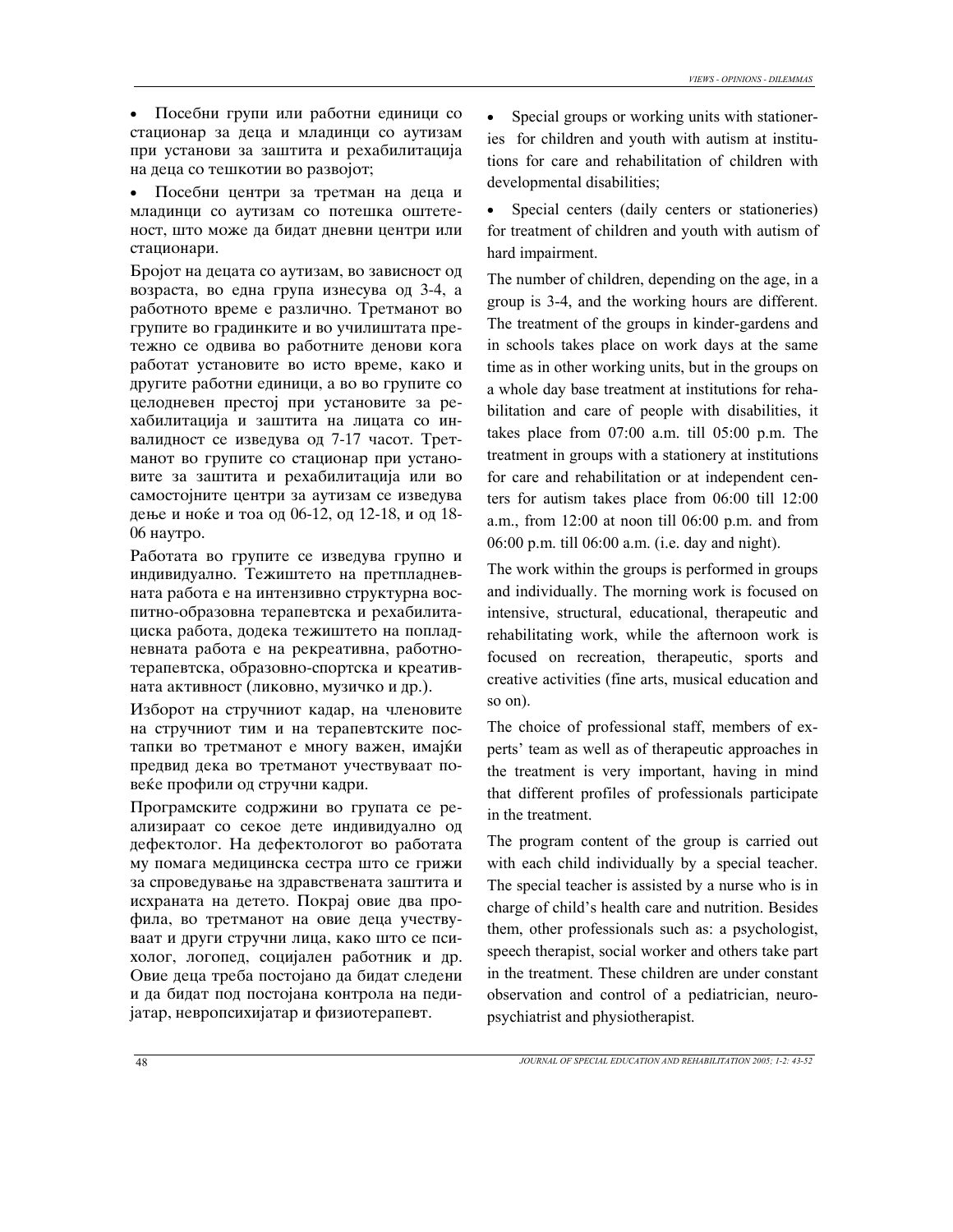- Посебни групи или работни единици со стационар за деца и младинци со аутизам при установи за заштита и рехабилитација на деца со тешкотии во развојот;
- Посебни центри за третман на деца и младинци со аутизам со потешка оштетеност, што може да бидат дневни центри или стационари.

Бројот на децата со аутизам, во зависност од возраста, во една група изнесува од 3-4, а работното време е различно. Третманот во групите во градинките и во училиштата претежно се одвива во работните денови кога работат установите во исто време, како и другите работни единици, а во во групите со целодневен престој при установите за рехабилитација и заштита на лицата со инвалидност се изведува од 7-17 часот. Третманот во групите со стационар при установите за заштита и рехабилитација или во самостојните центри за аутизам се изведува дење и ноќе и тоа од 06-12, од 12-18, и од 18-06 наутро.

Работата во групите се изведува групно и индивидуално. Тежиштето на претпладневната работа е на интензивно структурна воспитно-образовна терапевтска и рехабилитациска работа, додека тежиштето на попладневната работа е на рекреативна, работнотерапевтска, образовно-спортска и креативната активност (ликовно, музичко и др.).

Изборот на стручниот кадар, на членовите на стручниот тим и на терапевтските постапки во третманот е многу важен, имајќи предвид дека во третманот учествуваат повеќе профили од стручни кадри.

Програмските содржини во групата се реализираат со секое дете индивидуално од дефектолог. На дефектологот во работата му помага медицинска сестра што се грижи за спроведување на здравствената заштита и исхраната на детето. Покрај овие два профила, во третманот на овие деца учествуваат и други стручни лица, како што се психолог, логопед, социјален работник и др. Овие деца треба постојано да бидат следени и да бидат под постојана контрола на педијатар, невропсихијатар и физиотерапевт.

- Special groups or working units with stationeries for children and youth with autism at institutions for care and rehabilitation of children with developmental disabilities;
- Special centers (daily centers or stationeries) for treatment of children and youth with autism of hard impairment.

The number of children, depending on the age, in a group is 3-4, and the working hours are different. The treatment of the groups in kinder-gardens and in schools takes place on work days at the same time as in other working units, but in the groups on a whole day base treatment at institutions for rehabilitation and care of people with disabilities, it takes place from 07:00 a.m. till 05:00 p.m. The treatment in groups with a stationery at institutions for care and rehabilitation or at independent centers for autism takes place from 06:00 till 12:00 a.m., from 12:00 at noon till 06:00 p.m. and from 06:00 p.m. till 06:00 a.m. (i.e. day and night).

The work within the groups is performed in groups and individually. The morning work is focused on intensive, structural, educational, therapeutic and rehabilitating work, while the afternoon work is focused on recreation, therapeutic, sports and creative activities (fine arts, musical education and so on).

The choice of professional staff, members of experts' team as well as of therapeutic approaches in the treatment is very important, having in mind that different profiles of professionals participate in the treatment.

The program content of the group is carried out with each child individually by a special teacher. The special teacher is assisted by a nurse who is in charge of child's health care and nutrition. Besides them, other professionals such as: a psychologist, speech therapist, social worker and others take part in the treatment. These children are under constant observation and control of a pediatrician, neuropsychiatrist and physiotherapist.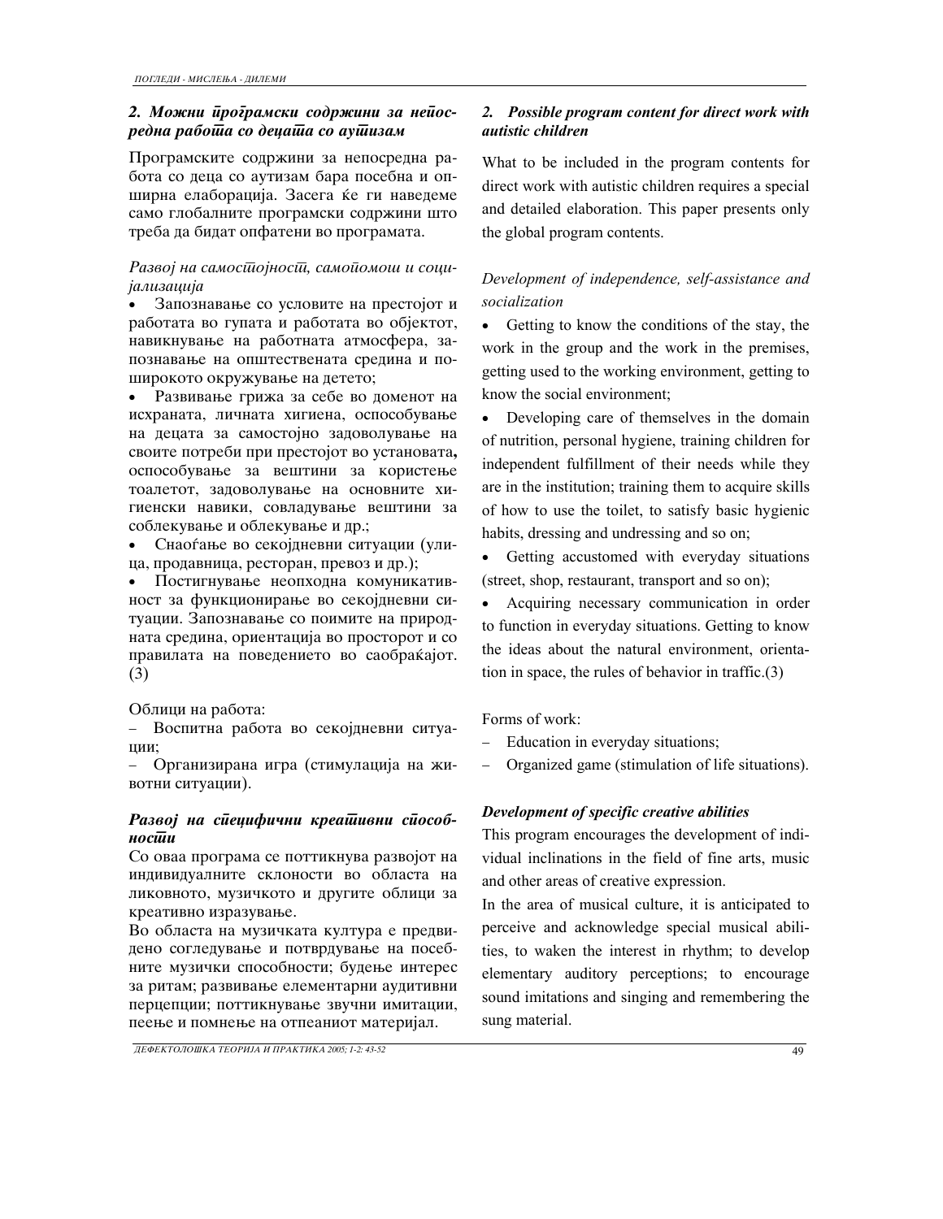## 2. Можни програмски содржини за непосредна работа со децата со аутизам

Програмските содржини за непосредна работа со деца со аутизам бара посебна и опширна елаборација. Засега ќе ги наведеме само глобалните програмски содржини што треба да бидат опфатени во програмата.

*Развој на самостојност, самопомош и социјализација*

- Запознавање со условите на престојот и работата во гупата и работата во објектот, навикнување на работната атмосфера, запознавање на општествената средина и поширокото окружување на детето;
- Развивање грижа за себе во доменот на исхраната, личната хигиена, оспособување на децата за самостојно задоволување на своите потреби при престојот во установата**,** оспособување за вештини за користење тоалетот, задоволување на основните хигиенски навики, совладување вештини за соблекување и облекување и др.;
- Снаоѓање во секојдневни ситуации (улица, продавница, ресторан, превоз и др.);
- Постигнување неопходна комуникативност за функционирање во секојдневни ситуации. Запознавање со поимите на природната средина, ориентација во просторот и со правилата на поведението во сообраќајот. (3)

Облици на работа:

- Воспитна работа во секојдневни ситуации;
- Организирана игра (стимулација на животни ситуации).

***Развој на специфични креативни способности***

Со оваа програма се поттикнува развојот на индивидуалните склоности во областа на ликовното, музичкото и другите облици за креативно изразување.

Во областа на музичката култура е предвидено согледување и потврдување на посебните музички способности; будење интерес за ритам; развивање елементарни аудитивни перцепции; поттикнување звучни имитации, пеење и помнење на отпеаниот материјал.

## 2. Possible program content for direct work with autistic children

What to be included in the program contents for direct work with autistic children requires a special and detailed elaboration. This paper presents only the global program contents.

*Development of independence, self-assistance and socialization*

- Getting to know the conditions of the stay, the work in the group and the work in the premises, getting used to the working environment, getting to know the social environment;
- Developing care of themselves in the domain of nutrition, personal hygiene, training children for independent fulfillment of their needs while they are in the institution; training them to acquire skills of how to use the toilet, to satisfy basic hygienic habits, dressing and undressing and so on;
- Getting accustomed with everyday situations (street, shop, restaurant, transport and so on);
- Acquiring necessary communication in order to function in everyday situations. Getting to know the ideas about the natural environment, orientation in space, the rules of behavior in traffic.(3)

Forms of work:

- Education in everyday situations;
- Organized game (stimulation of life situations).

***Development of specific creative abilities***

This program encourages the development of individual inclinations in the field of fine arts, music and other areas of creative expression.

In the area of musical culture, it is anticipated to perceive and acknowledge special musical abilities, to waken the interest in rhythm; to develop elementary auditory perceptions; to encourage sound imitations and singing and remembering the sung material.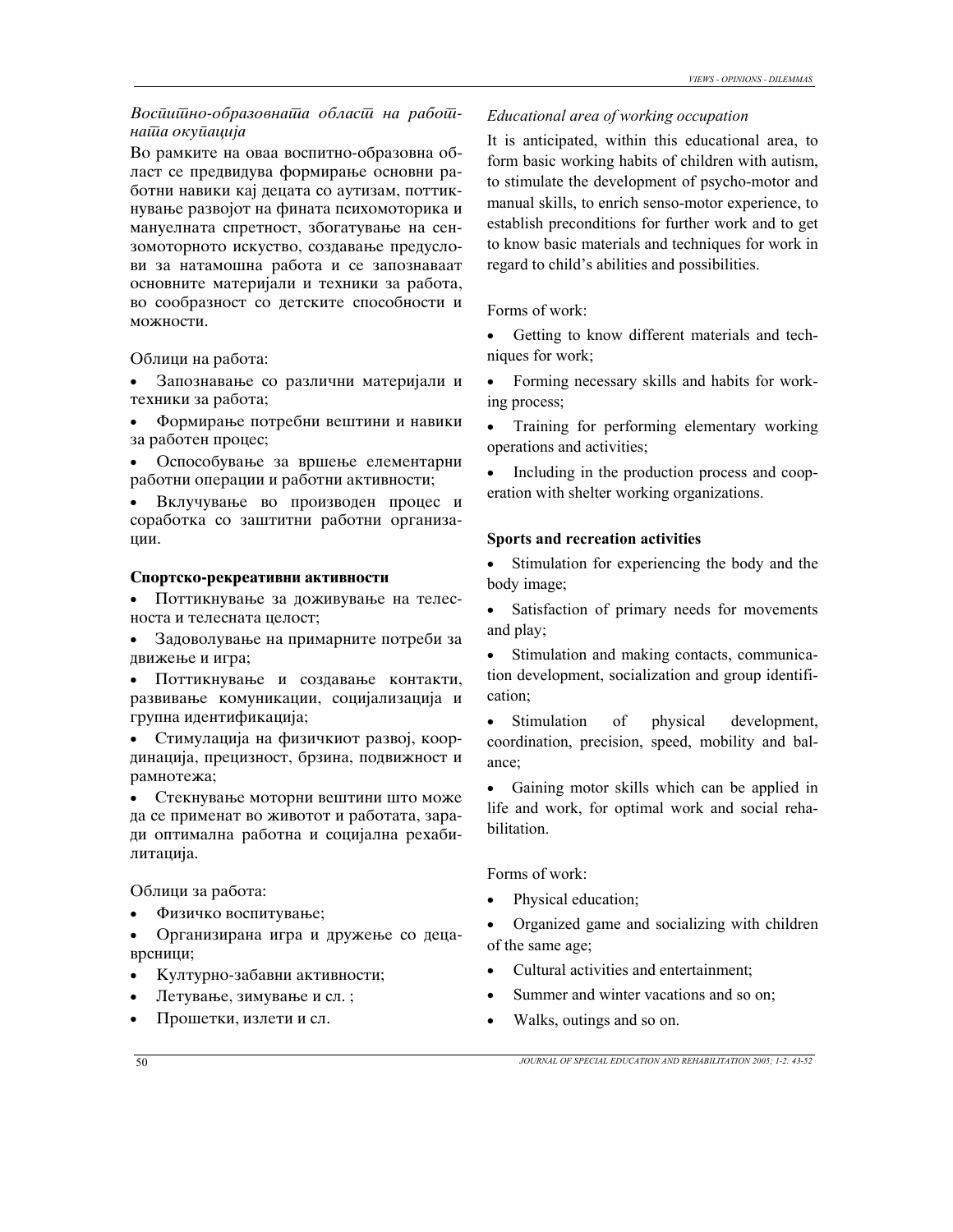*Воспитно-образовната област на работната окупација*

Во рамките на оваа воспитно-образовна област се предвидува формирање основни работни навики кај децата со аутизам, поттикнување развојот на фината психомоторика и мануелната спретност, збогатување на сензомоторното искуство, создавање предуслови за натамошна работа и се запознаваат основните материјали и техники за работа, во сообразност со детските способности и можности.

Облици на работа:

- Запознавање со различни материјали и техники за работа;
- Формирање потребни вештини и навики за работен процес;
- Оспособување за вршење елементарни работни операции и работни активности;
- Вклучување во производен процес и соработка со заштитни работни организации.

**Спортско-рекреативни активности**

- Поттикнување за доживување на телесноста и телесната целост;
- Задоволување на примарните потреби за движење и игра;
- Поттикнување и создавање контакти, развивање комуникации, социјализација и групна идентификација;
- Стимулација на физичкиот развој, координација, прецизност, брзина, подвижност и рамнотежа;
- Стекнување моторни вештини што може да се применат во животот и работата, заради оптимална работна и социјална рехабилитација.

Облици за работа:

- Физичко воспитување;
- Организирана игра и дружење со деца-врсници;
- Културно-забавни активности;
- Летување, зимување и сл. ;
- Прошетки, излети и сл.

*Educational area of working occupation*

It is anticipated, within this educational area, to form basic working habits of children with autism, to stimulate the development of psycho-motor and manual skills, to enrich senso-motor experience, to establish preconditions for further work and to get to know basic materials and techniques for work in regard to child's abilities and possibilities.

Forms of work:

- Getting to know different materials and techniques for work;
- Forming necessary skills and habits for working process;
- Training for performing elementary working operations and activities;
- Including in the production process and cooperation with shelter working organizations.

**Sports and recreation activities**

- Stimulation for experiencing the body and the body image;
- Satisfaction of primary needs for movements and play;
- Stimulation and making contacts, communication development, socialization and group identification;
- Stimulation of physical development, coordination, precision, speed, mobility and balance;
- Gaining motor skills which can be applied in life and work, for optimal work and social rehabilitation.

Forms of work:

- Physical education;
- Organized game and socializing with children of the same age;
- Cultural activities and entertainment;
- Summer and winter vacations and so on;
- Walks, outings and so on.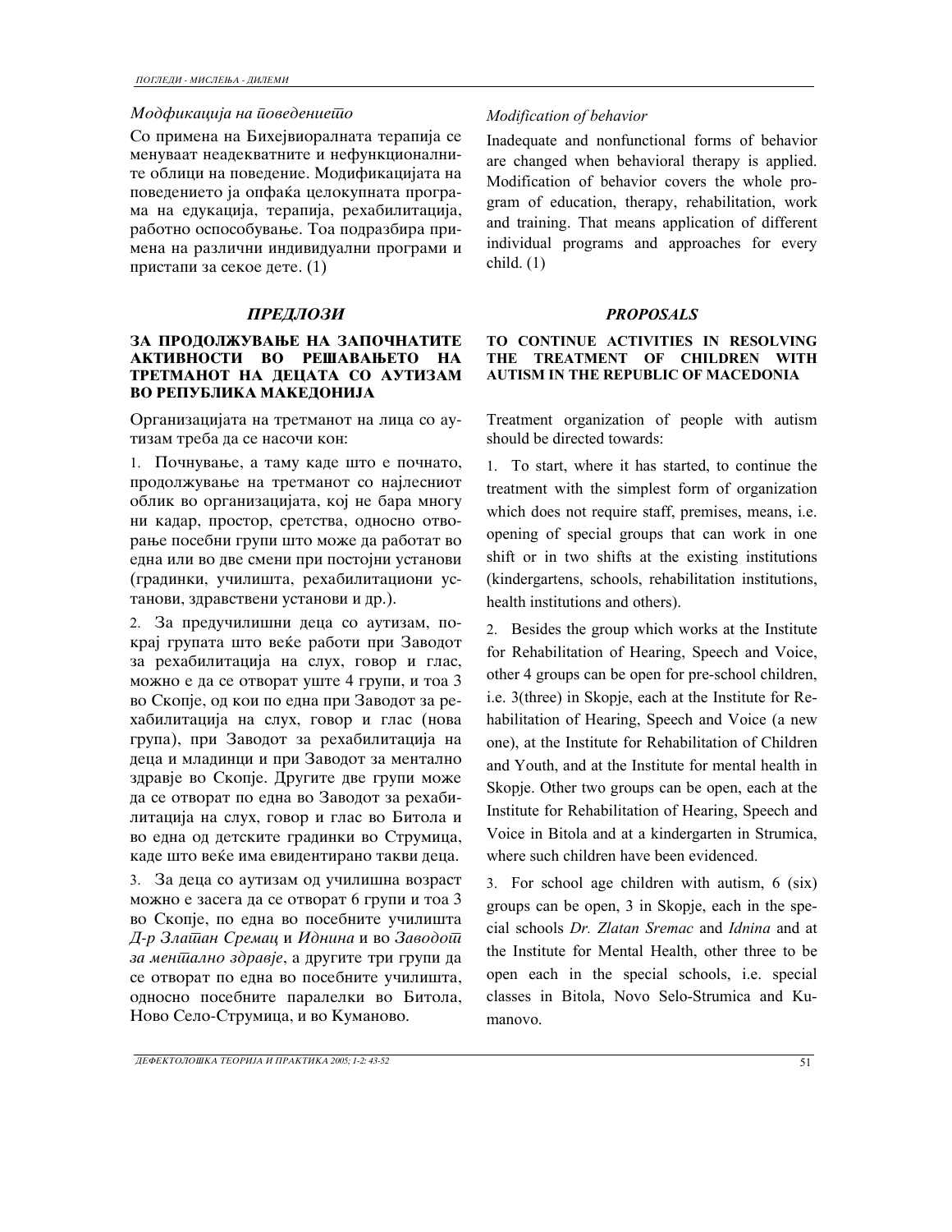*Модфикација на йоведениеѿо*

Со примена на Бихејвиоралната терапија се менуваат неадекватните и нефункционалните облици на поведение. Модификацијата на поведението ја опфаќа целокупната програма на едукација, терапија, рехабилитација, работно оспособување. Тоа подразбира примена на различни индивидуални програми и пристапи за секое дете. (1)

### *ПРЕДЛОЗИ*

**ЗА ПРОДОЛЖУВАЊЕ НА ЗАПОЧНАТИТЕ АКТИВНОСТИ ВО РЕШАВАЊЕТО НА ТРЕТМАНОТ НА ДЕЦАТА СО АУТИЗАМ ВО РЕПУБЛИКА МАКЕДОНИЈА**

Организацијата на третманот на лица со аутизам треба да се насочи кон:

1. Почнување, а таму каде што е почнато, продолжување на третманот со најлесниот облик во организацијата, кој не бара многу ни кадар, простор, сретства, односно отворање посебни групи што може да работат во една или во две смени при постојни установи (градинки, училишта, рехабилитациони установи, здравствени установи и др.).

2. За предучилишни деца со аутизам, покрај групата што веќе работи при Заводот за рехабилитација на слух, говор и глас, можно е да се отворат уште 4 групи, и тоа 3 во Скопје, од кои по една при Заводот за рехабилитација на слух, говор и глас (нова група), при Заводот за рехабилитација на деца и младинци и при Заводот за ментално здравје во Скопје. Другите две групи може да се отворат по една во Заводот за рехабилитација на слух, говор и глас во Битола и во една од детските градинки во Струмица, каде што веќе има евидентирано такви деца.

3. За деца со аутизам од училишна возраст можно е засега да се отворат 6 групи и тоа 3 во Скопје, по една во посебните училишта *Д-р Злаѿан Сремац* и *Иднина* и во *Заводоѿ за менѿално здравје*, а другите три групи да се отворат по една во посебните училишта, односно посебните паралелки во Битола, Ново Село-Струмица, и во Куманово.

*Modification of behavior*

Inadequate and nonfunctional forms of behavior are changed when behavioral therapy is applied. Modification of behavior covers the whole program of education, therapy, rehabilitation, work and training. That means application of different individual programs and approaches for every child. (1)

### *PROPOSALS*

**TO CONTINUE ACTIVITIES IN RESOLVING THE TREATMENT OF CHILDREN WITH AUTISM IN THE REPUBLIC OF MACEDONIA**

Treatment organization of people with autism should be directed towards:

1. To start, where it has started, to continue the treatment with the simplest form of organization which does not require staff, premises, means, i.e. opening of special groups that can work in one shift or in two shifts at the existing institutions (kindergartens, schools, rehabilitation institutions, health institutions and others).

2. Besides the group which works at the Institute for Rehabilitation of Hearing, Speech and Voice, other 4 groups can be open for pre-school children, i.e. 3(three) in Skopje, each at the Institute for Rehabilitation of Hearing, Speech and Voice (a new one), at the Institute for Rehabilitation of Children and Youth, and at the Institute for mental health in Skopje. Other two groups can be open, each at the Institute for Rehabilitation of Hearing, Speech and Voice in Bitola and at a kindergarten in Strumica, where such children have been evidenced.

3. For school age children with autism, 6 (six) groups can be open, 3 in Skopje, each in the special schools *Dr. Zlatan Sremac* and *Idnina* and at the Institute for Mental Health, other three to be open each in the special schools, i.e. special classes in Bitola, Novo Selo-Strumica and Kumanovo.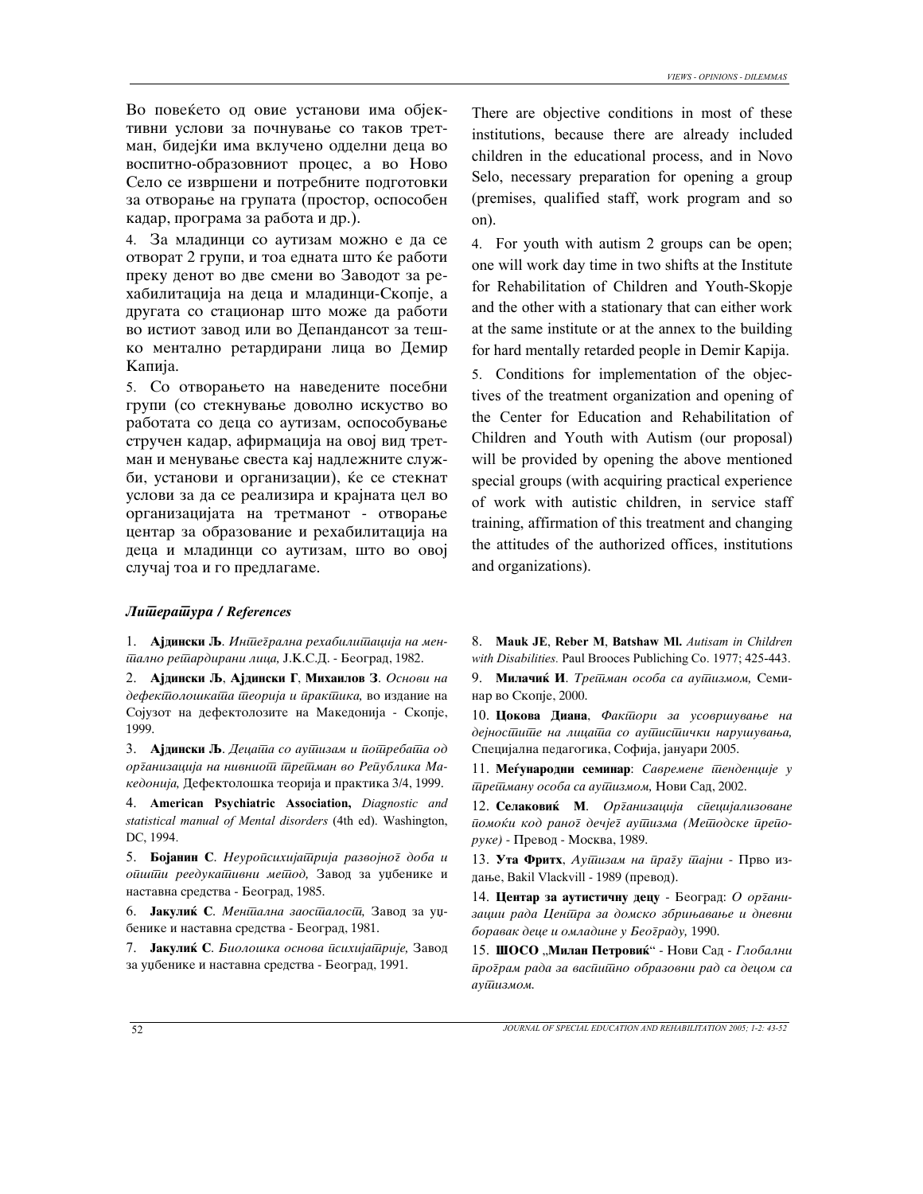Во повеќето од овие установи има објективни услови за почнување со таков третман, бидејќи има вклучено одделни деца во воспитно-образовниот процес, а во Ново Село се извршени и потребните подготовки за отворање на групата (простор, оспособен кадар, програма за работа и др.).

4. За младинци со аутизам можно е да се отворат 2 групи, и тоа едната што ќе работи преку денот во две смени во Заводот за рехабилитација на деца и младинци-Скопје, а другата со стационар што може да работи во истиот завод или во Депандансот за тешко ментално ретардирани лица во Демир Капија.

5. Со отворањето на наведените посебни групи (со стекнување доволно искуство во работата со деца со аутизам, оспособување стручен кадар, афирмација на овој вид третман и менување свеста кај надлежните служби, установи и организации), ќе се стекнат услови за да се реализира и крајната цел во организацијата на третманот - отворање центар за образование и рехабилитација на деца и младинци со аутизам, што во овој случај тоа и го предлагаме.

There are objective conditions in most of these institutions, because there are already included children in the educational process, and in Novo Selo, necessary preparation for opening a group (premises, qualified staff, work program and so on).

4. For youth with autism 2 groups can be open; one will work day time in two shifts at the Institute for Rehabilitation of Children and Youth-Skopje and the other with a stationary that can either work at the same institute or at the annex to the building for hard mentally retarded people in Demir Kapija.

5. Conditions for implementation of the objectives of the treatment organization and opening of the Center for Education and Rehabilitation of Children and Youth with Autism (our proposal) will be provided by opening the above mentioned special groups (with acquiring practical experience of work with autistic children, in service staff training, affirmation of this treatment and changing the attitudes of the authorized offices, institutions and organizations).

### *Литература / References*

1. **Ајдински Љ**. *Интегрална рехабилитација на ментално ретардирани лица,* Ј.К.С.Д. - Београд, 1982.
2. **Ајдински Љ**, **Ајдински Г**, **Михаилов З**. *Основи на дефектолошката теорија и практика,* во издание на Сојузот на дефектолозите на Македонија - Скопје, 1999.
3. **Ајдински Љ**. *Децата со аутизам и потребата од организација на нивниот третман во Република Македонија,* Дефектолошка теорија и практика 3/4, 1999.
4. **American Psychiatric Association,** *Diagnostic and statistical manual of Mental disorders* (4th ed). Washington, DC, 1994.
5. **Бојанин С**. *Неуропсихијатрија развојног доба и општи реедукативни метод,* Завод за уџбенике и наставна средства - Београд, 1985.
6. **Јакулиќ С**. *Ментална заосталост,* Завод за уџбенике и наставна средства - Београд, 1981.
7. **Јакулиќ С**. *Биолошка основа психијатрије,* Завод за уџбенике и наставна средства - Београд, 1991.
8. **Mauk JE**, **Reber M**, **Batshaw Ml.** *Autisam in Children with Disabilities.* Paul Brooces Publiching Co. 1977; 425-443.
9. **Милачиќ И**. *Третман особа са аутизмом,* Семинар во Скопје, 2000.
10. **Цокова Диана**, *Фактори за усовршување на дејностите на лицата со аутистички нарушувања,* Специјална педагогика, Софија, јануари 2005.
11. **Меѓународни семинар**: *Савремене тенденције у третману особа са аутизмом,* Нови Сад, 2002.
12. **Селаковиќ М**. *Организација специјализоване помоќи код раног дечјег аутизма (Методске препоруке)* - Превод - Москва, 1989.
13. **Ута Фритх**, *Аутизам на прагу тајни* - Прво издање, Bakil Vlackvill - 1989 (превод).
14. **Центар за аутистичну децу** - Београд: *О организации рада Центра за домско збрињавање и дневни боравак деце и омладине у Београду,* 1990.
15. **ШОСО** „**Милан Петровиќ**" - Нови Сад - *Глобални програм рада за васпитно образовни рад са децом са аутизмом.*